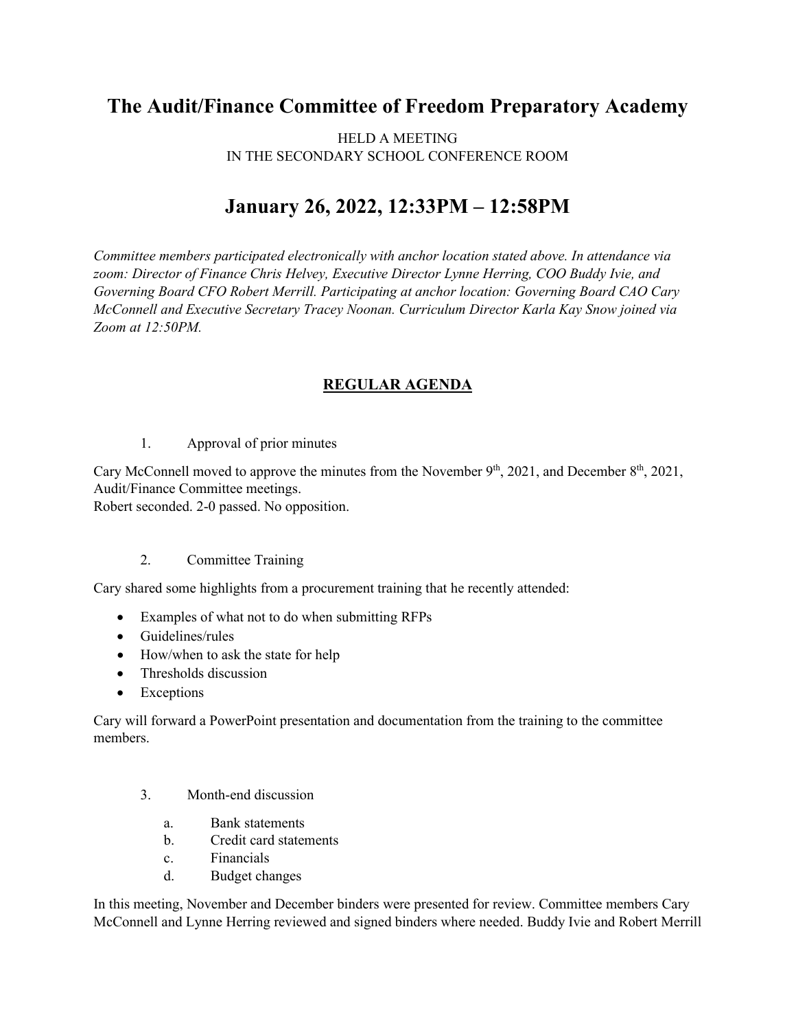# The Audit/Finance Committee of Freedom Preparatory Academy

HELD A MEETING
IN THE SECONDARY SCHOOL CONFERENCE ROOM

# January 26, 2022, 12:33PM – 12:58PM

*Committee members participated electronically with anchor location stated above. In attendance via zoom: Director of Finance Chris Helvey, Executive Director Lynne Herring, COO Buddy Ivie, and Governing Board CFO Robert Merrill. Participating at anchor location: Governing Board CAO Cary McConnell and Executive Secretary Tracey Noonan. Curriculum Director Karla Kay Snow joined via Zoom at 12:50PM.*

## REGULAR AGENDA

1. Approval of prior minutes

Cary McConnell moved to approve the minutes from the November 9th, 2021, and December 8th, 2021, Audit/Finance Committee meetings.
Robert seconded. 2-0 passed. No opposition.

2. Committee Training

Cary shared some highlights from a procurement training that he recently attended:

- Examples of what not to do when submitting RFPs
- Guidelines/rules
- How/when to ask the state for help
- Thresholds discussion
- Exceptions

Cary will forward a PowerPoint presentation and documentation from the training to the committee members.

3. Month-end discussion
   a. Bank statements
   b. Credit card statements
   c. Financials
   d. Budget changes

In this meeting, November and December binders were presented for review. Committee members Cary McConnell and Lynne Herring reviewed and signed binders where needed. Buddy Ivie and Robert Merrill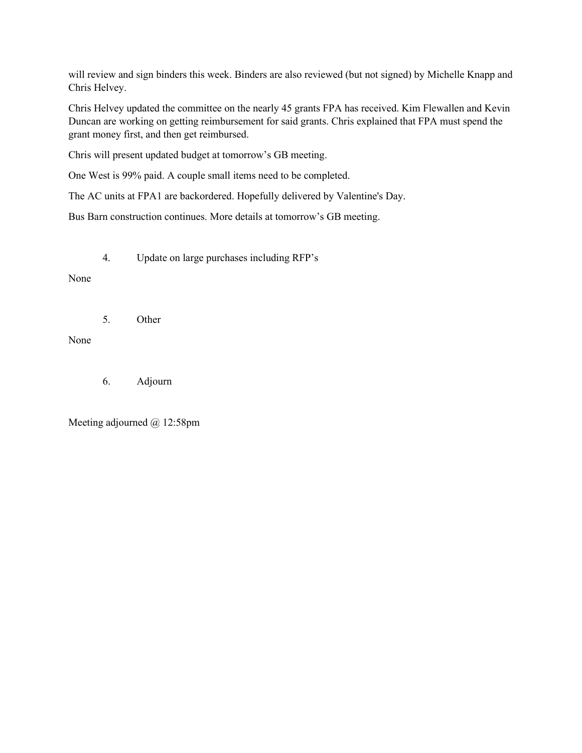will review and sign binders this week. Binders are also reviewed (but not signed) by Michelle Knapp and Chris Helvey.

Chris Helvey updated the committee on the nearly 45 grants FPA has received. Kim Flewallen and Kevin Duncan are working on getting reimbursement for said grants. Chris explained that FPA must spend the grant money first, and then get reimbursed.

Chris will present updated budget at tomorrow's GB meeting.

One West is 99% paid. A couple small items need to be completed.

The AC units at FPA1 are backordered. Hopefully delivered by Valentine's Day.

Bus Barn construction continues. More details at tomorrow's GB meeting.

4. Update on large purchases including RFP's

None

5. Other

None

6. Adjourn

Meeting adjourned @ 12:58pm